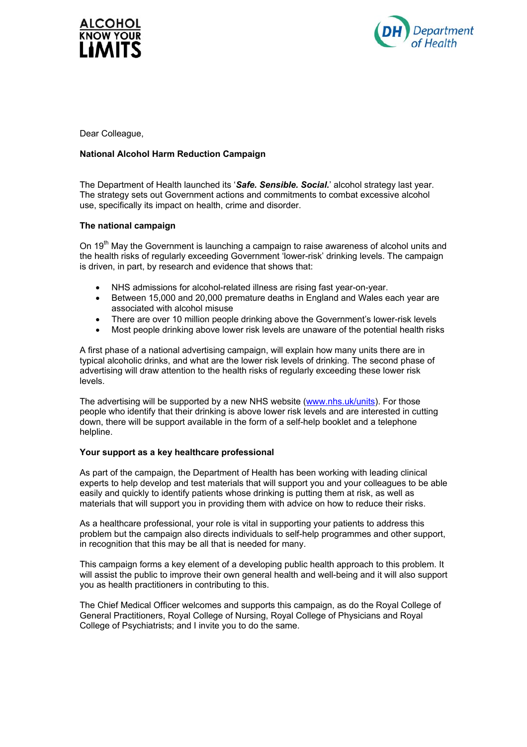ALCOHOL KNOW YOUR LIMITS

Department of Health

Dear Colleague,

**National Alcohol Harm Reduction Campaign**

The Department of Health launched its '***Safe. Sensible. Social.***' alcohol strategy last year. The strategy sets out Government actions and commitments to combat excessive alcohol use, specifically its impact on health, crime and disorder.

**The national campaign**

On 19th May the Government is launching a campaign to raise awareness of alcohol units and the health risks of regularly exceeding Government 'lower-risk' drinking levels. The campaign is driven, in part, by research and evidence that shows that:

- NHS admissions for alcohol-related illness are rising fast year-on-year.
- Between 15,000 and 20,000 premature deaths in England and Wales each year are associated with alcohol misuse
- There are over 10 million people drinking above the Government's lower-risk levels
- Most people drinking above lower risk levels are unaware of the potential health risks

A first phase of a national advertising campaign, will explain how many units there are in typical alcoholic drinks, and what are the lower risk levels of drinking. The second phase of advertising will draw attention to the health risks of regularly exceeding these lower risk levels.

The advertising will be supported by a new NHS website (www.nhs.uk/units). For those people who identify that their drinking is above lower risk levels and are interested in cutting down, there will be support available in the form of a self-help booklet and a telephone helpline.

**Your support as a key healthcare professional**

As part of the campaign, the Department of Health has been working with leading clinical experts to help develop and test materials that will support you and your colleagues to be able easily and quickly to identify patients whose drinking is putting them at risk, as well as materials that will support you in providing them with advice on how to reduce their risks.

As a healthcare professional, your role is vital in supporting your patients to address this problem but the campaign also directs individuals to self-help programmes and other support, in recognition that this may be all that is needed for many.

This campaign forms a key element of a developing public health approach to this problem. It will assist the public to improve their own general health and well-being and it will also support you as health practitioners in contributing to this.

The Chief Medical Officer welcomes and supports this campaign, as do the Royal College of General Practitioners, Royal College of Nursing, Royal College of Physicians and Royal College of Psychiatrists; and I invite you to do the same.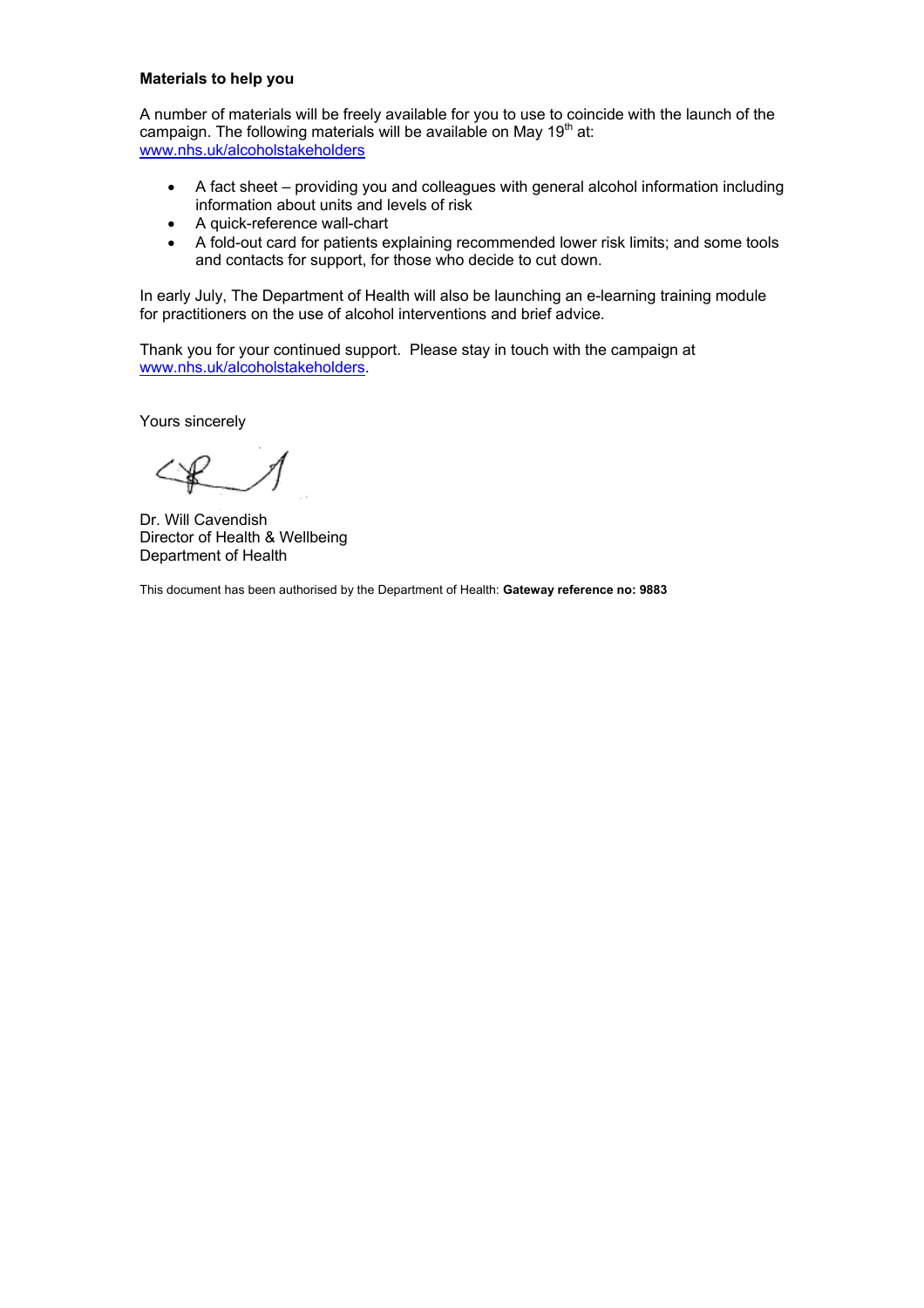**Materials to help you**

A number of materials will be freely available for you to use to coincide with the launch of the campaign. The following materials will be available on May 19th at: www.nhs.uk/alcoholstakeholders

- A fact sheet – providing you and colleagues with general alcohol information including information about units and levels of risk
- A quick-reference wall-chart
- A fold-out card for patients explaining recommended lower risk limits; and some tools and contacts for support, for those who decide to cut down.

In early July, The Department of Health will also be launching an e-learning training module for practitioners on the use of alcohol interventions and brief advice.

Thank you for your continued support. Please stay in touch with the campaign at www.nhs.uk/alcoholstakeholders.

Yours sincerely

Dr. Will Cavendish
Director of Health & Wellbeing
Department of Health

This document has been authorised by the Department of Health: **Gateway reference no: 9883**